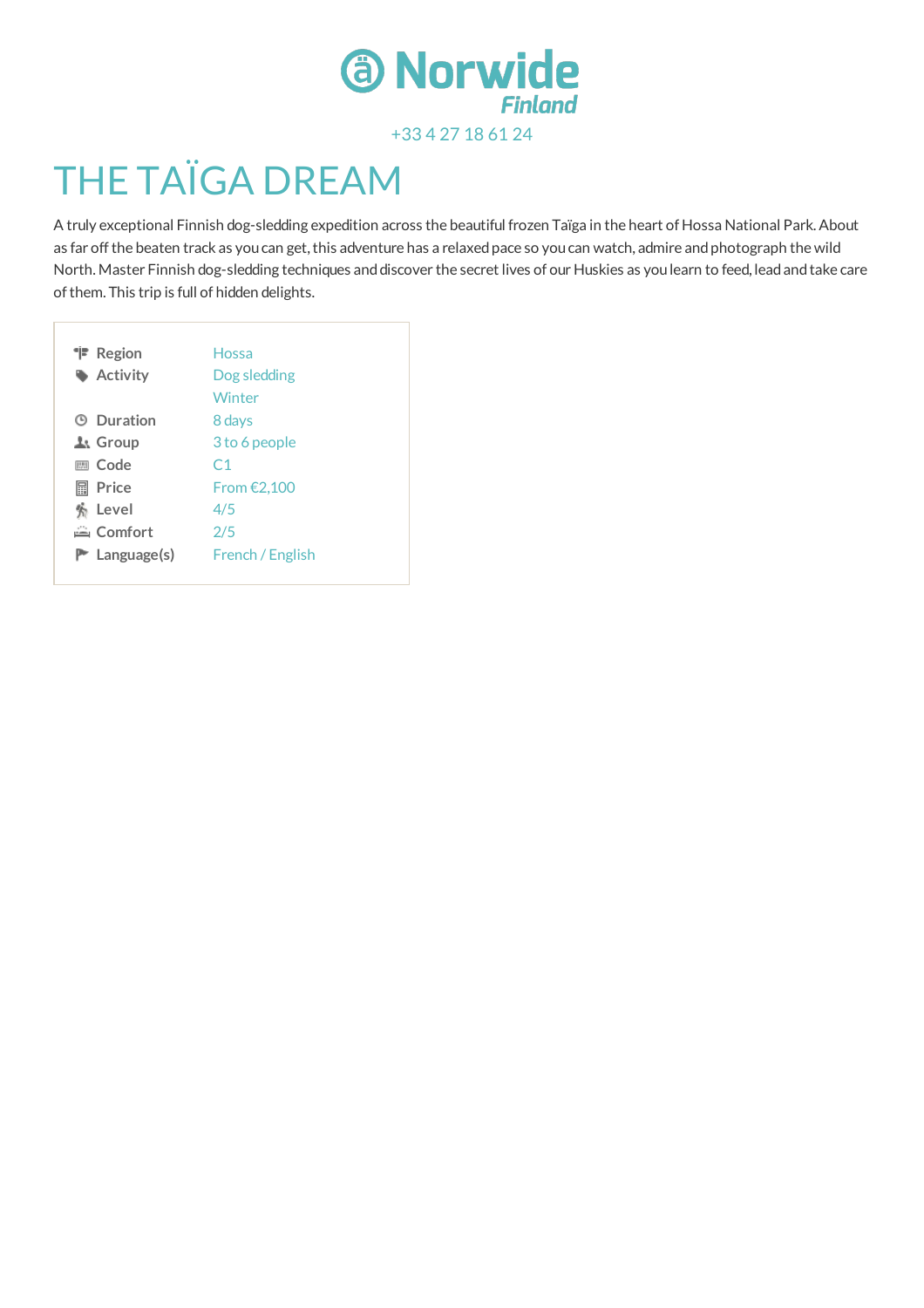Norwide Finland

+33 4 27 18 61 24

# THE TAÏGA DREAM

A truly exceptional Finnish dog-sledding expedition across the beautiful frozen Taïga in the heart of Hossa National Park. About as far off the beaten track as you can get, this adventure has a relaxed pace so you can watch, admire and photograph the wild North. Master Finnish dog-sledding techniques and discover the secret lives of our Huskies as you learn to feed, lead and take care of them. This trip is full of hidden delights.

| | |
|---|---|
| **Region** | Hossa |
| **Activity** | Dog sledding<br>Winter |
| **Duration** | 8 days |
| **Group** | 3 to 6 people |
| **Code** | C1 |
| **Price** | From €2,100 |
| **Level** | 4/5 |
| **Comfort** | 2/5 |
| **Language(s)** | French / English |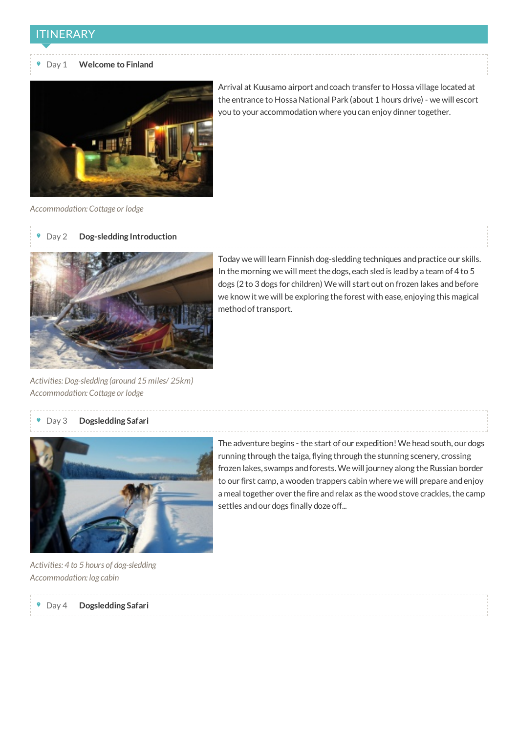## ITINERARY

### Day 1 **Welcome to Finland**

Arrival at Kuusamo airport and coach transfer to Hossa village located at the entrance to Hossa National Park (about 1 hours drive) - we will escort you to your accommodation where you can enjoy dinner together.

*Accommodation: Cottage or lodge*

### Day 2 **Dog-sledding Introduction**

Today we will learn Finnish dog-sledding techniques and practice our skills. In the morning we will meet the dogs, each sled is lead by a team of 4 to 5 dogs (2 to 3 dogs for children) We will start out on frozen lakes and before we know it we will be exploring the forest with ease, enjoying this magical method of transport.

*Activities: Dog-sledding (around 15 miles/ 25km)*
*Accommodation: Cottage or lodge*

### Day 3 **Dogsledding Safari**

The adventure begins - the start of our expedition! We head south, our dogs running through the taiga, flying through the stunning scenery, crossing frozen lakes, swamps and forests. We will journey along the Russian border to our first camp, a wooden trappers cabin where we will prepare and enjoy a meal together over the fire and relax as the wood stove crackles, the camp settles and our dogs finally doze off...

*Activities: 4 to 5 hours of dog-sledding*
*Accommodation: log cabin*

### Day 4 **Dogsledding Safari**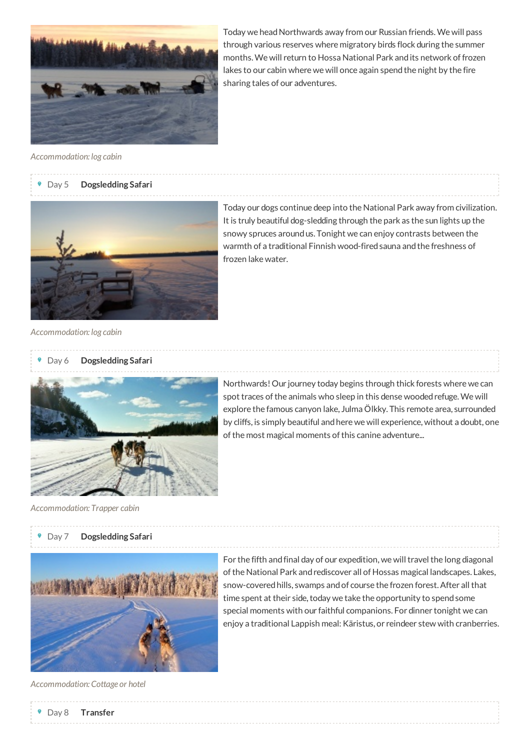Today we head Northwards away from our Russian friends. We will pass through various reserves where migratory birds flock during the summer months. We will return to Hossa National Park and its network of frozen lakes to our cabin where we will once again spend the night by the fire sharing tales of our adventures.

*Accommodation: log cabin*

### Day 5 **Dogsledding Safari**

Today our dogs continue deep into the National Park away from civilization. It is truly beautiful dog-sledding through the park as the sun lights up the snowy spruces around us. Tonight we can enjoy contrasts between the warmth of a traditional Finnish wood-fired sauna and the freshness of frozen lake water.

*Accommodation: log cabin*

### Day 6 **Dogsledding Safari**

Northwards! Our journey today begins through thick forests where we can spot traces of the animals who sleep in this dense wooded refuge. We will explore the famous canyon lake, Julma Ölkky. This remote area, surrounded by cliffs, is simply beautiful and here we will experience, without a doubt, one of the most magical moments of this canine adventure...

*Accommodation: Trapper cabin*

### Day 7 **Dogsledding Safari**

For the fifth and final day of our expedition, we will travel the long diagonal of the National Park and rediscover all of Hossas magical landscapes. Lakes, snow-covered hills, swamps and of course the frozen forest. After all that time spent at their side, today we take the opportunity to spend some special moments with our faithful companions. For dinner tonight we can enjoy a traditional Lappish meal: Käristus, or reindeer stew with cranberries.

*Accommodation: Cottage or hotel*

### Day 8 **Transfer**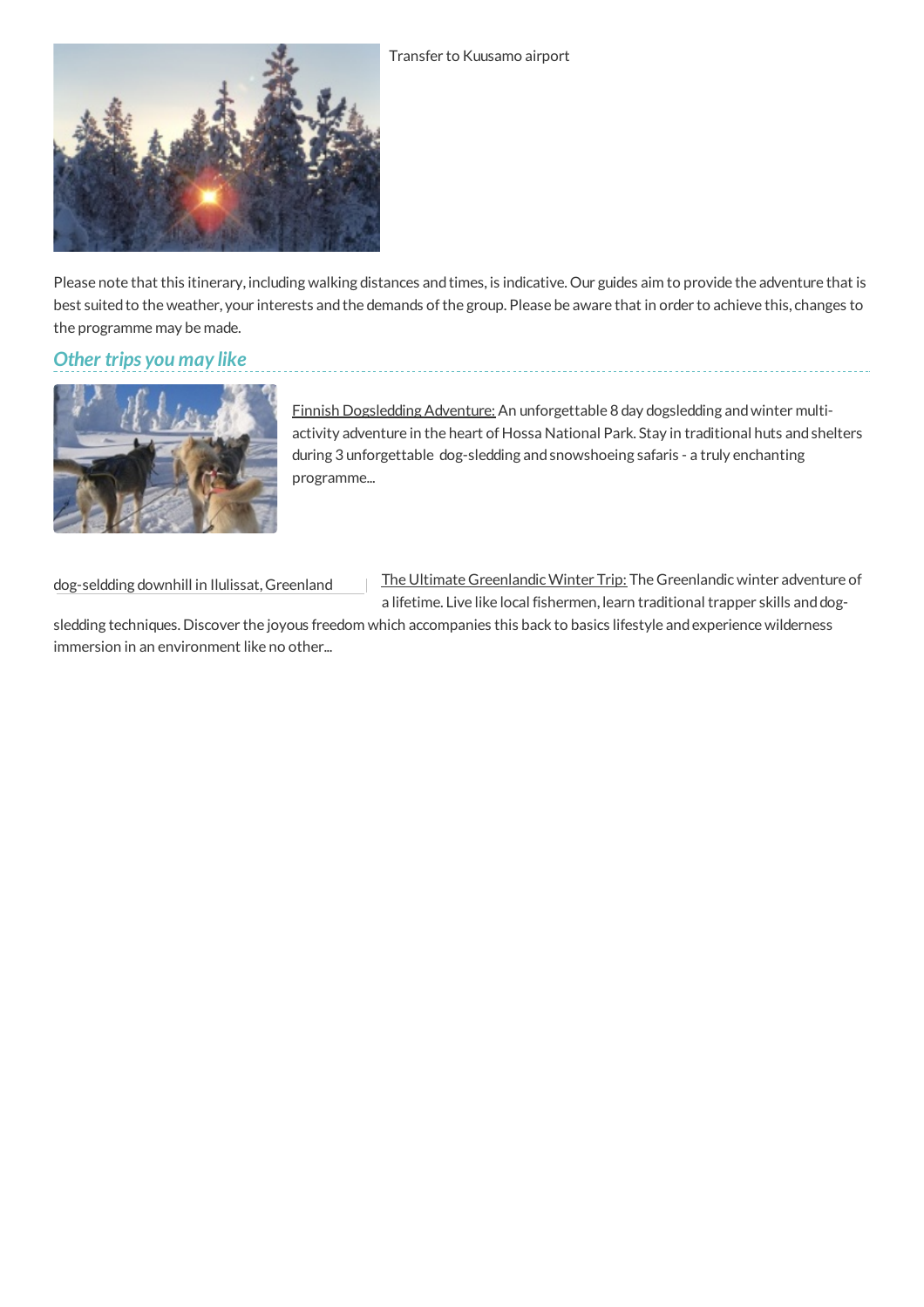Transfer to Kuusamo airport

Please note that this itinerary, including walking distances and times, is indicative. Our guides aim to provide the adventure that is best suited to the weather, your interests and the demands of the group. Please be aware that in order to achieve this, changes to the programme may be made.

## *Other trips you may like*

Finnish Dogsledding Adventure: An unforgettable 8 day dogsledding and winter multi-activity adventure in the heart of Hossa National Park. Stay in traditional huts and shelters during 3 unforgettable dog-sledding and snowshoeing safaris - a truly enchanting programme...

dog-seldding downhill in Ilulissat, Greenland

The Ultimate Greenlandic Winter Trip: The Greenlandic winter adventure of a lifetime. Live like local fishermen, learn traditional trapper skills and dog-sledding techniques. Discover the joyous freedom which accompanies this back to basics lifestyle and experience wilderness immersion in an environment like no other...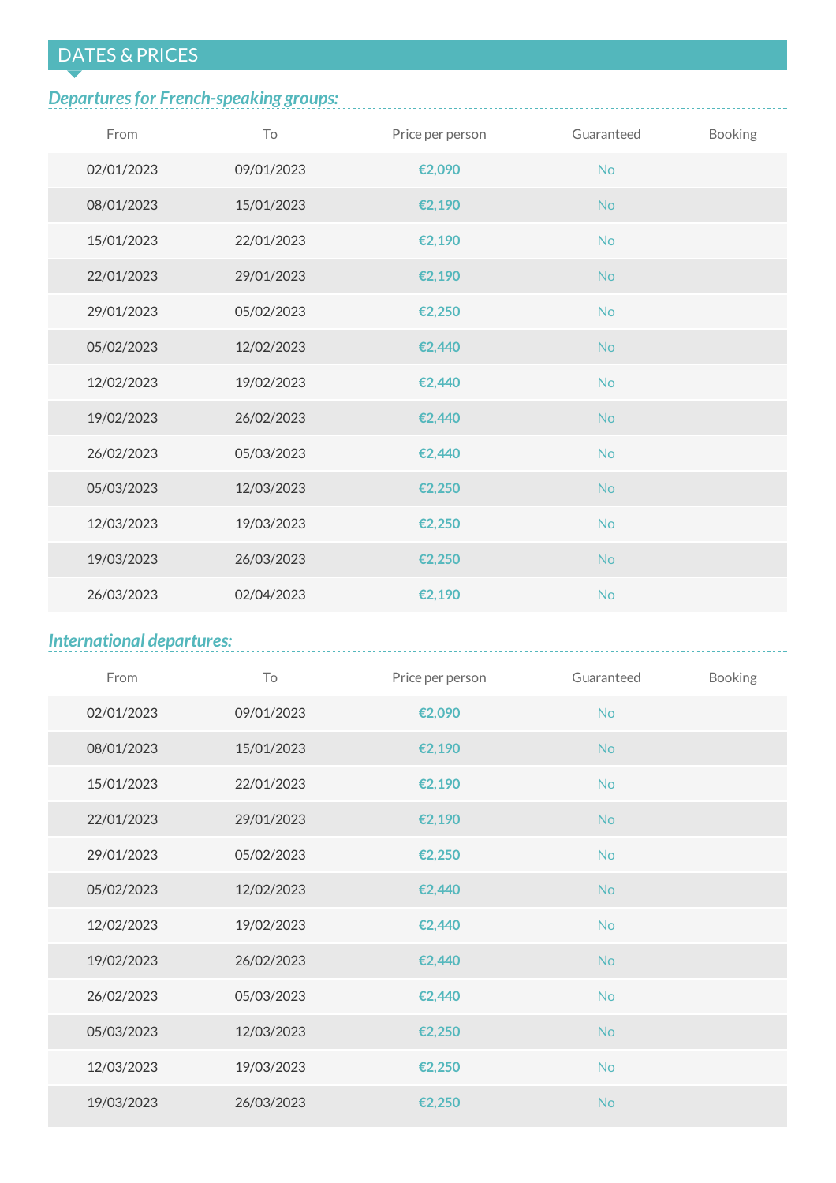## DATES & PRICES

### *Departures for French-speaking groups:*

| From | To | Price per person | Guaranteed | Booking |
|---|---|---|---|---|
| 02/01/2023 | 09/01/2023 | €2,090 | No | |
| 08/01/2023 | 15/01/2023 | €2,190 | No | |
| 15/01/2023 | 22/01/2023 | €2,190 | No | |
| 22/01/2023 | 29/01/2023 | €2,190 | No | |
| 29/01/2023 | 05/02/2023 | €2,250 | No | |
| 05/02/2023 | 12/02/2023 | €2,440 | No | |
| 12/02/2023 | 19/02/2023 | €2,440 | No | |
| 19/02/2023 | 26/02/2023 | €2,440 | No | |
| 26/02/2023 | 05/03/2023 | €2,440 | No | |
| 05/03/2023 | 12/03/2023 | €2,250 | No | |
| 12/03/2023 | 19/03/2023 | €2,250 | No | |
| 19/03/2023 | 26/03/2023 | €2,250 | No | |
| 26/03/2023 | 02/04/2023 | €2,190 | No | |

### *International departures:*

| From | To | Price per person | Guaranteed | Booking |
|---|---|---|---|---|
| 02/01/2023 | 09/01/2023 | €2,090 | No | |
| 08/01/2023 | 15/01/2023 | €2,190 | No | |
| 15/01/2023 | 22/01/2023 | €2,190 | No | |
| 22/01/2023 | 29/01/2023 | €2,190 | No | |
| 29/01/2023 | 05/02/2023 | €2,250 | No | |
| 05/02/2023 | 12/02/2023 | €2,440 | No | |
| 12/02/2023 | 19/02/2023 | €2,440 | No | |
| 19/02/2023 | 26/02/2023 | €2,440 | No | |
| 26/02/2023 | 05/03/2023 | €2,440 | No | |
| 05/03/2023 | 12/03/2023 | €2,250 | No | |
| 12/03/2023 | 19/03/2023 | €2,250 | No | |
| 19/03/2023 | 26/03/2023 | €2,250 | No | |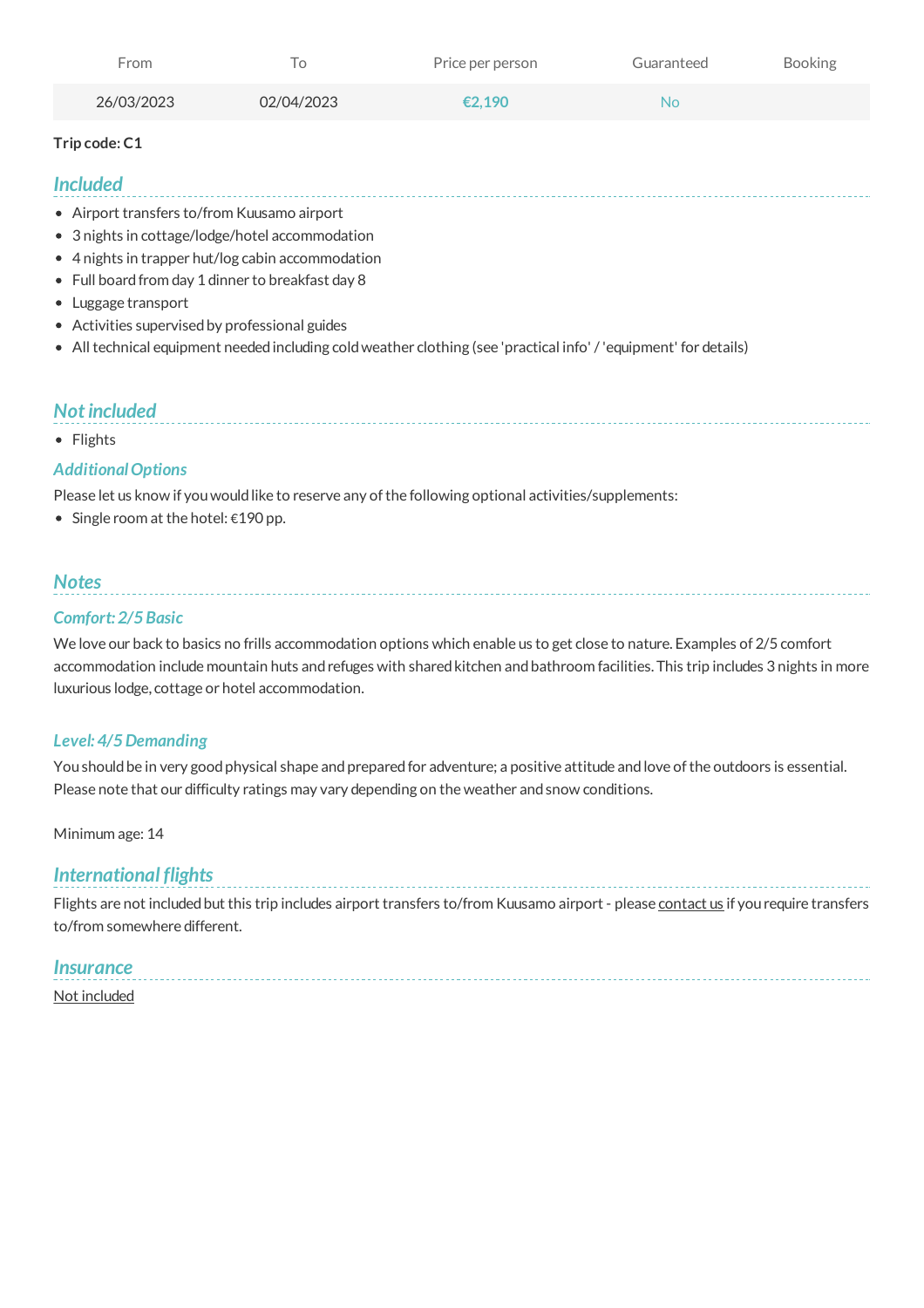| From | To | Price per person | Guaranteed | Booking |
| --- | --- | --- | --- | --- |
| 26/03/2023 | 02/04/2023 | €2,190 | No | |

**Trip code: C1**

## *Included*

- Airport transfers to/from Kuusamo airport
- 3 nights in cottage/lodge/hotel accommodation
- 4 nights in trapper hut/log cabin accommodation
- Full board from day 1 dinner to breakfast day 8
- Luggage transport
- Activities supervised by professional guides
- All technical equipment needed including cold weather clothing (see 'practical info' / 'equipment' for details)

## *Not included*

- Flights

### *Additional Options*

Please let us know if you would like to reserve any of the following optional activities/supplements:

- Single room at the hotel: €190 pp.

## *Notes*

### *Comfort: 2/5 Basic*

We love our back to basics no frills accommodation options which enable us to get close to nature. Examples of 2/5 comfort accommodation include mountain huts and refuges with shared kitchen and bathroom facilities. This trip includes 3 nights in more luxurious lodge, cottage or hotel accommodation.

### *Level: 4/5 Demanding*

You should be in very good physical shape and prepared for adventure; a positive attitude and love of the outdoors is essential. Please note that our difficulty ratings may vary depending on the weather and snow conditions.

Minimum age: 14

## *International flights*

Flights are not included but this trip includes airport transfers to/from Kuusamo airport - please contact us if you require transfers to/from somewhere different.

## *Insurance*

Not included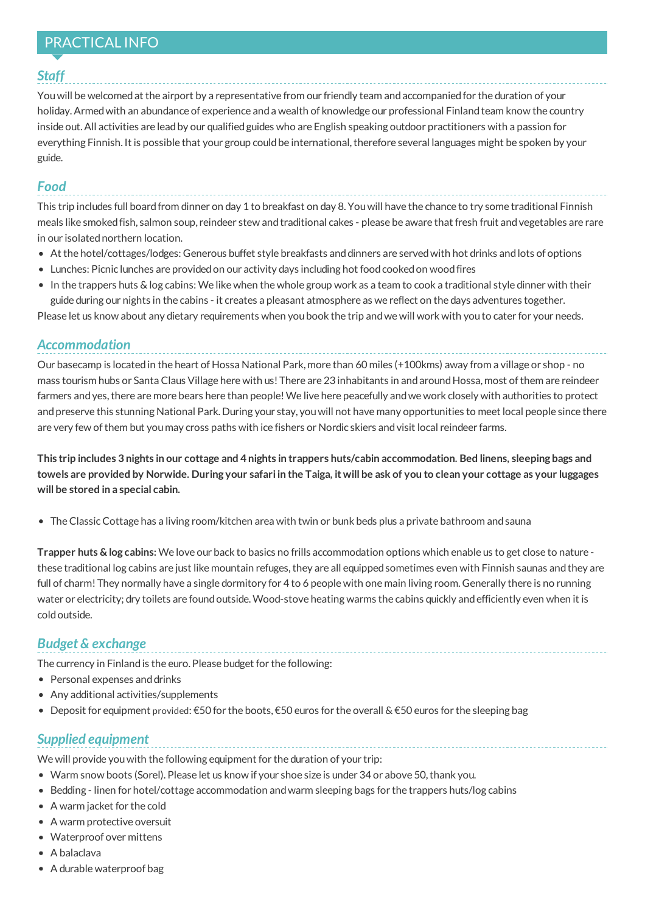## PRACTICAL INFO

### *Staff*

You will be welcomed at the airport by a representative from our friendly team and accompanied for the duration of your holiday. Armed with an abundance of experience and a wealth of knowledge our professional Finland team know the country inside out. All activities are lead by our qualified guides who are English speaking outdoor practitioners with a passion for everything Finnish. It is possible that your group could be international, therefore several languages might be spoken by your guide.

### *Food*

This trip includes full board from dinner on day 1 to breakfast on day 8. You will have the chance to try some traditional Finnish meals like smoked fish, salmon soup, reindeer stew and traditional cakes - please be aware that fresh fruit and vegetables are rare in our isolated northern location.

- At the hotel/cottages/lodges: Generous buffet style breakfasts and dinners are served with hot drinks and lots of options
- Lunches: Picnic lunches are provided on our activity days including hot food cooked on wood fires
- In the trappers huts & log cabins: We like when the whole group work as a team to cook a traditional style dinner with their guide during our nights in the cabins - it creates a pleasant atmosphere as we reflect on the days adventures together.

Please let us know about any dietary requirements when you book the trip and we will work with you to cater for your needs.

### *Accommodation*

Our basecamp is located in the heart of Hossa National Park, more than 60 miles (+100kms) away from a village or shop - no mass tourism hubs or Santa Claus Village here with us! There are 23 inhabitants in and around Hossa, most of them are reindeer farmers and yes, there are more bears here than people! We live here peacefully and we work closely with authorities to protect and preserve this stunning National Park. During your stay, you will not have many opportunities to meet local people since there are very few of them but you may cross paths with ice fishers or Nordic skiers and visit local reindeer farms.

**This trip includes 3 nights in our cottage and 4 nights in trappers huts/cabin accommodation. Bed linens, sleeping bags and towels are provided by Norwide. During your safari in the Taiga, it will be ask of you to clean your cottage as your luggages will be stored in a special cabin.**

- The Classic Cottage has a living room/kitchen area with twin or bunk beds plus a private bathroom and sauna

**Trapper huts & log cabins:** We love our back to basics no frills accommodation options which enable us to get close to nature - these traditional log cabins are just like mountain refuges, they are all equipped sometimes even with Finnish saunas and they are full of charm! They normally have a single dormitory for 4 to 6 people with one main living room. Generally there is no running water or electricity; dry toilets are found outside. Wood-stove heating warms the cabins quickly and efficiently even when it is cold outside.

### *Budget & exchange*

The currency in Finland is the euro. Please budget for the following:

- Personal expenses and drinks
- Any additional activities/supplements
- Deposit for equipment provided: €50 for the boots, €50 euros for the overall & €50 euros for the sleeping bag

### *Supplied equipment*

We will provide you with the following equipment for the duration of your trip:

- Warm snow boots (Sorel). Please let us know if your shoe size is under 34 or above 50, thank you.
- Bedding - linen for hotel/cottage accommodation and warm sleeping bags for the trappers huts/log cabins
- A warm jacket for the cold
- A warm protective oversuit
- Waterproof over mittens
- A balaclava
- A durable waterproof bag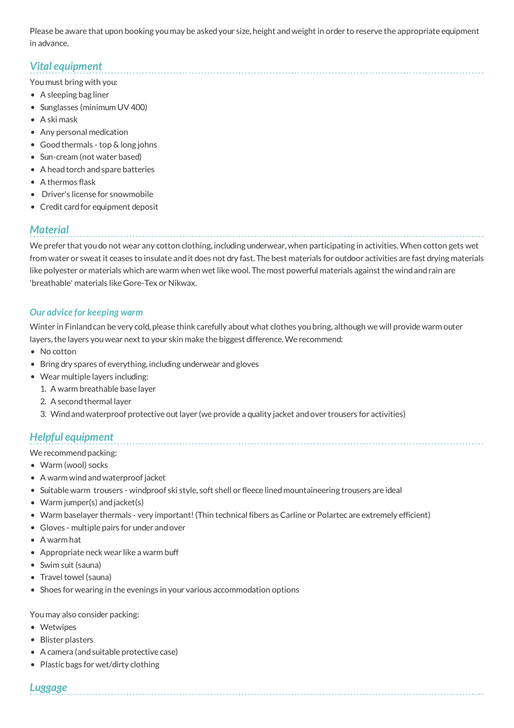Please be aware that upon booking you may be asked your size, height and weight in order to reserve the appropriate equipment in advance.

## *Vital equipment*

You must bring with you:

- A sleeping bag liner
- Sunglasses (minimum UV 400)
- A ski mask
- Any personal medication
- Good thermals - top & long johns
- Sun-cream (not water based)
- A head torch and spare batteries
- A thermos flask
- Driver's license for snowmobile
- Credit card for equipment deposit

## *Material*

We prefer that you do not wear any cotton clothing, including underwear, when participating in activities. When cotton gets wet from water or sweat it ceases to insulate and it does not dry fast. The best materials for outdoor activities are fast drying materials like polyester or materials which are warm when wet like wool. The most powerful materials against the wind and rain are 'breathable' materials like Gore-Tex or Nikwax.

### *Our advice for keeping warm*

Winter in Finland can be very cold, please think carefully about what clothes you bring, although we will provide warm outer layers, the layers you wear next to your skin make the biggest difference. We recommend:

- No cotton
- Bring dry spares of everything, including underwear and gloves
- Wear multiple layers including:
  1. A warm breathable base layer
  2. A second thermal layer
  3. Wind and waterproof protective out layer (we provide a quality jacket and over trousers for activities)

## *Helpful equipment*

We recommend packing:

- Warm (wool) socks
- A warm wind and waterproof jacket
- Suitable warm trousers - windproof ski style, soft shell or fleece lined mountaineering trousers are ideal
- Warm jumper(s) and jacket(s)
- Warm baselayer thermals - very important! (Thin technical fibers as Carline or Polartec are extremely efficient)
- Gloves - multiple pairs for under and over
- A warm hat
- Appropriate neck wear like a warm buff
- Swim suit (sauna)
- Travel towel (sauna)
- Shoes for wearing in the evenings in your various accommodation options

You may also consider packing:

- Wetwipes
- Blister plasters
- A camera (and suitable protective case)
- Plastic bags for wet/dirty clothing

## *Luggage*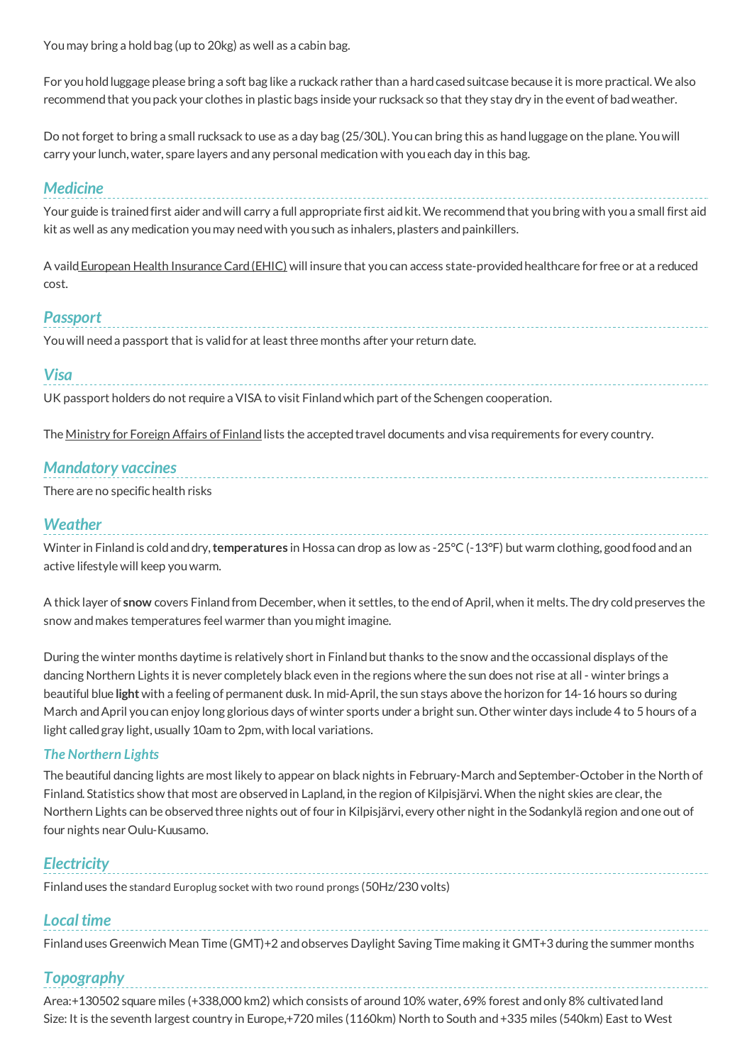You may bring a hold bag (up to 20kg) as well as a cabin bag.

For you hold luggage please bring a soft bag like a ruckack rather than a hard cased suitcase because it is more practical. We also recommend that you pack your clothes in plastic bags inside your rucksack so that they stay dry in the event of bad weather.

Do not forget to bring a small rucksack to use as a day bag (25/30L). You can bring this as hand luggage on the plane. You will carry your lunch, water, spare layers and any personal medication with you each day in this bag.

## *Medicine*

Your guide is trained first aider and will carry a full appropriate first aid kit. We recommend that you bring with you a small first aid kit as well as any medication you may need with you such as inhalers, plasters and painkillers.

A vaild European Health Insurance Card (EHIC) will insure that you can access state-provided healthcare for free or at a reduced cost.

## *Passport*

You will need a passport that is valid for at least three months after your return date.

## *Visa*

UK passport holders do not require a VISA to visit Finland which part of the Schengen cooperation.

The Ministry for Foreign Affairs of Finland lists the accepted travel documents and visa requirements for every country.

## *Mandatory vaccines*

There are no specific health risks

## *Weather*

Winter in Finland is cold and dry, **temperatures** in Hossa can drop as low as -25°C (-13°F) but warm clothing, good food and an active lifestyle will keep you warm.

A thick layer of **snow** covers Finland from December, when it settles, to the end of April, when it melts. The dry cold preserves the snow and makes temperatures feel warmer than you might imagine.

During the winter months daytime is relatively short in Finland but thanks to the snow and the occassional displays of the dancing Northern Lights it is never completely black even in the regions where the sun does not rise at all - winter brings a beautiful blue **light** with a feeling of permanent dusk. In mid-April, the sun stays above the horizon for 14-16 hours so during March and April you can enjoy long glorious days of winter sports under a bright sun. Other winter days include 4 to 5 hours of a light called gray light, usually 10am to 2pm, with local variations.

### *The Northern Lights*

The beautiful dancing lights are most likely to appear on black nights in February-March and September-October in the North of Finland. Statistics show that most are observed in Lapland, in the region of Kilpisjärvi. When the night skies are clear, the Northern Lights can be observed three nights out of four in Kilpisjärvi, every other night in the Sodankylä region and one out of four nights near Oulu-Kuusamo.

## *Electricity*

Finland uses the standard Europlug socket with two round prongs (50Hz/230 volts)

## *Local time*

Finland uses Greenwich Mean Time (GMT)+2 and observes Daylight Saving Time making it GMT+3 during the summer months

## *Topography*

Area:+130502 square miles (+338,000 km2) which consists of around 10% water, 69% forest and only 8% cultivated land
Size: It is the seventh largest country in Europe,+720 miles (1160km) North to South and +335 miles (540km) East to West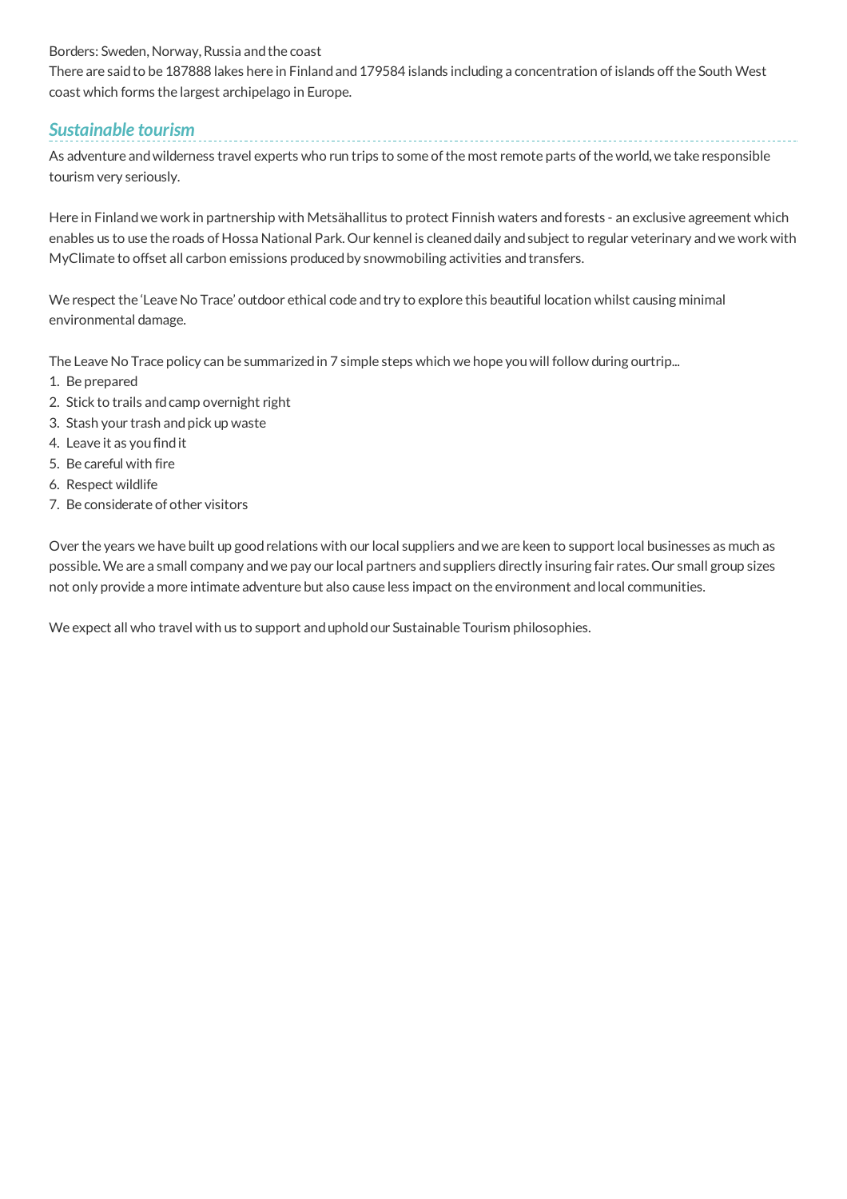Borders: Sweden, Norway, Russia and the coast

There are said to be 187888 lakes here in Finland and 179584 islands including a concentration of islands off the South West coast which forms the largest archipelago in Europe.

## *Sustainable tourism*

As adventure and wilderness travel experts who run trips to some of the most remote parts of the world, we take responsible tourism very seriously.

Here in Finland we work in partnership with Metsähallitus to protect Finnish waters and forests - an exclusive agreement which enables us to use the roads of Hossa National Park. Our kennel is cleaned daily and subject to regular veterinary and we work with MyClimate to offset all carbon emissions produced by snowmobiling activities and transfers.

We respect the 'Leave No Trace' outdoor ethical code and try to explore this beautiful location whilst causing minimal environmental damage.

The Leave No Trace policy can be summarized in 7 simple steps which we hope you will follow during ourtrip...

1. Be prepared
2. Stick to trails and camp overnight right
3. Stash your trash and pick up waste
4. Leave it as you find it
5. Be careful with fire
6. Respect wildlife
7. Be considerate of other visitors

Over the years we have built up good relations with our local suppliers and we are keen to support local businesses as much as possible. We are a small company and we pay our local partners and suppliers directly insuring fair rates. Our small group sizes not only provide a more intimate adventure but also cause less impact on the environment and local communities.

We expect all who travel with us to support and uphold our Sustainable Tourism philosophies.